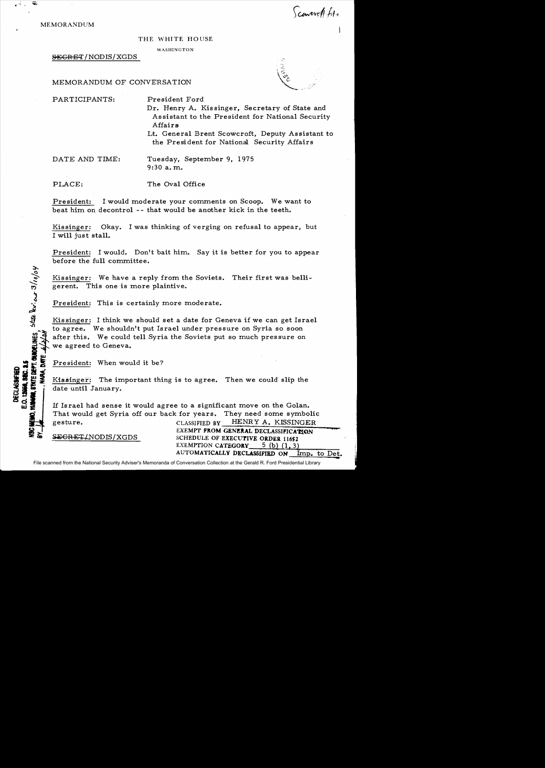MEMORANDUM

THE WHITE HOUSE

WASHINGTON

~~SECRET~~/NODIS/XGDS

MEMORANDUM OF CONVERSATION

PARTICIPANTS: President Ford

Dr. Henry A. Kissinger, Secretary of State and Assistant to the President for National Security Affairs

Lt. General Brent Scowcroft, Deputy Assistant to the President for National Security Affairs

DATE AND TIME: Tuesday, September 9, 1975
9:30 a.m.

PLACE: The Oval Office

President: I would moderate your comments on Scoop. We want to beat him on decontrol -- that would be another kick in the teeth.

Kissinger: Okay. I was thinking of verging on refusal to appear, but I will just stall.

President: I would. Don't bait him. Say it is better for you to appear before the full committee.

Kissinger: We have a reply from the Soviets. Their first was belligerent. This one is more plaintive.

President: This is certainly more moderate.

Kissinger: I think we should set a date for Geneva if we can get Israel to agree. We shouldn't put Israel under pressure on Syria so soon after this. We could tell Syria the Soviets put so much pressure on we agreed to Geneva.

President: When would it be?

Kissinger: The important thing is to agree. Then we could slip the date until January.

If Israel had sense it would agree to a significant move on the Golan. That would get Syria off our back for years. They need some symbolic gesture.

~~SECRET~~/NODIS/XGDS

CLASSIFIED BY HENRY A. KISSINGER
EXEMPT FROM GENERAL DECLASSIFICATION
SCHEDULE OF EXECUTIVE ORDER 11652
EXEMPTION CATEGORY 5 (b) (1, 3)
AUTOMATICALLY DECLASSIFIED ON Imp. to Det.

DECLASSIFIED
E.O. 12958, SEC. 3.5
NSC MEMO, 11/24/98, STATE DEPT. GUIDELINES State Dept review 3/10/04
BY ___, NARA, DATE 6/2/04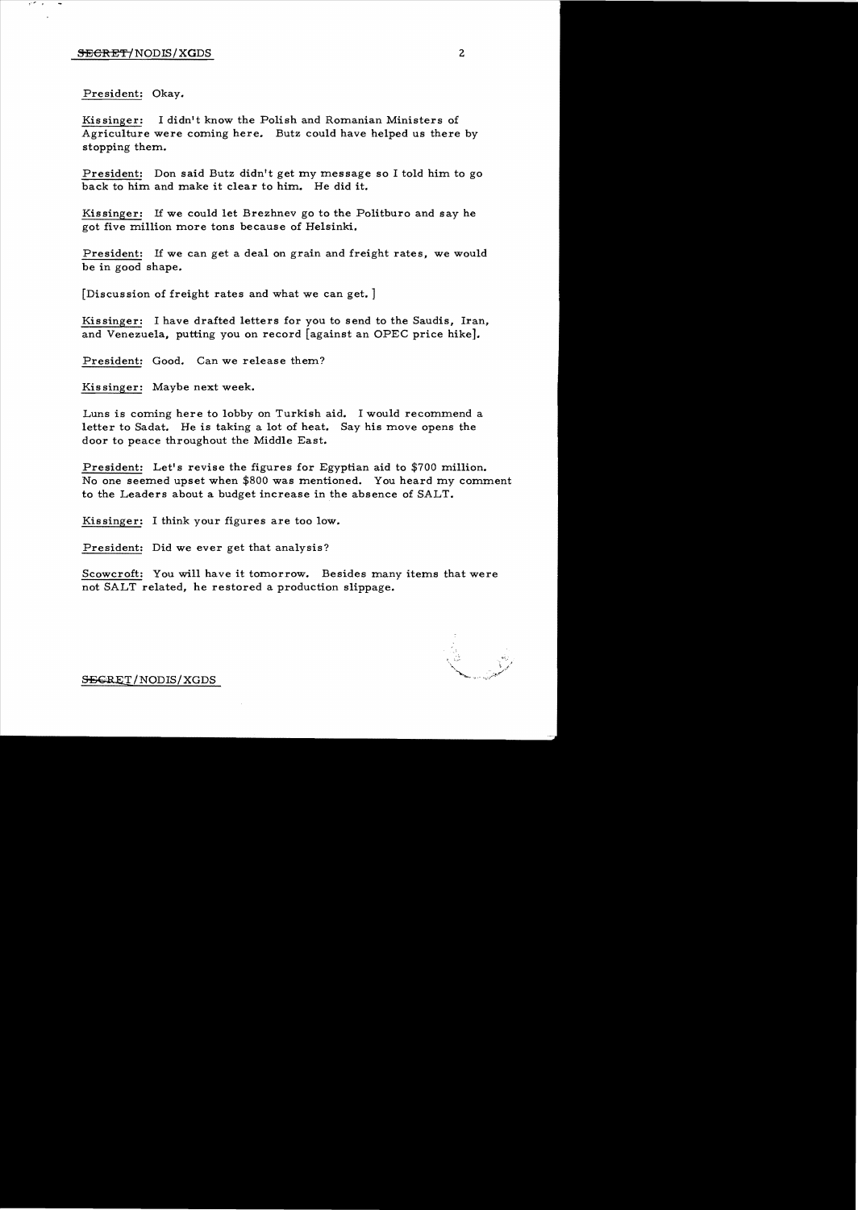President: Okay.

Kissinger: I didn't know the Polish and Romanian Ministers of Agriculture were coming here. Butz could have helped us there by stopping them.

President: Don said Butz didn't get my message so I told him to go back to him and make it clear to him. He did it.

Kissinger: If we could let Brezhnev go to the Politburo and say he got five million more tons because of Helsinki.

President: If we can get a deal on grain and freight rates, we would be in good shape.

[Discussion of freight rates and what we can get.]

Kissinger: I have drafted letters for you to send to the Saudis, Iran, and Venezuela, putting you on record [against an OPEC price hike].

President: Good. Can we release them?

Kissinger: Maybe next week.

Luns is coming here to lobby on Turkish aid. I would recommend a letter to Sadat. He is taking a lot of heat. Say his move opens the door to peace throughout the Middle East.

President: Let's revise the figures for Egyptian aid to $700 million. No one seemed upset when $800 was mentioned. You heard my comment to the Leaders about a budget increase in the absence of SALT.

Kissinger: I think your figures are too low.

President: Did we ever get that analysis?

Scowcroft: You will have it tomorrow. Besides many items that were not SALT related, he restored a production slippage.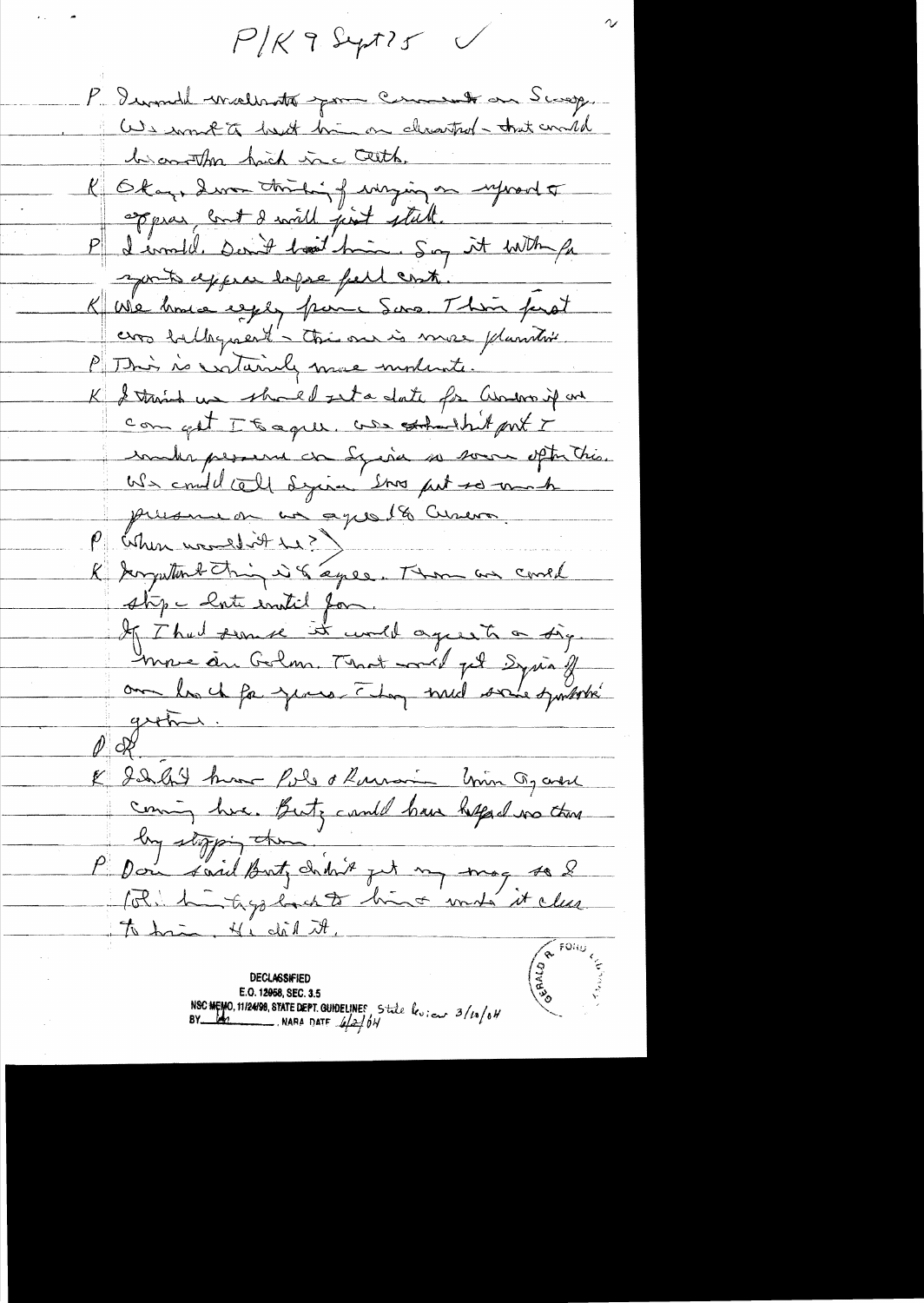P/K 9 Sept 75 ✓

P: I would welcome your comment on Scoop. We want to beat him on Acheson – that would be another kick in the teeth.

K: Okay. I was thinking of urging an uprod to appear, but I will just stall.

P: I would. Don't beat him. Say it will be for your to appear before full cmte.

K: We have reply from Sov. Their first was belligerent – this one is more plaintive.

P: This is certainly more moderate.

K: I think we should set a date for Geneva if we can get I-Egypt. We shouldn't put I under pressure on Syria so soon after this. We could tell Syria Sov put so much pressure on us agreed to Geneva.

P: When would it be?

K: Important thing is Egypt. Then we could stop – late until Jan.

If I had sense it would agree to a sig. move on Golan. That would get Syria off our back for years. They need some symbolic gesture.

P: OK.

K: I didn't know Pole & Russian Union Gp were coming here. Butz could have helped us there by stopping them.

P: Don said Butz didn't get my msg so I told him to go back to him & make it clear to him. He did it.

DECLASSIFIED
E.O. 12958, SEC. 3.5
NSC MEMO, 11/24/98, STATE DEPT. GUIDELINES State Review 3/10/04
BY ___ NARA DATE 6/2/04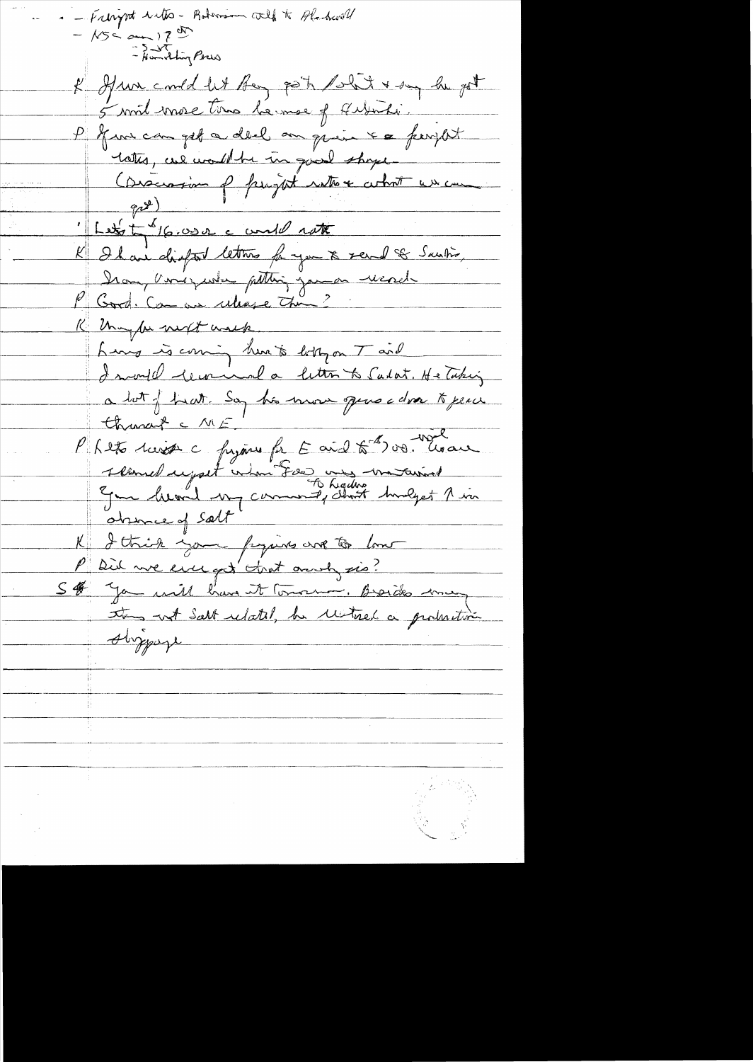- Freight rates - Robinson call to Blackwell
- NSC on 17th
- 5-YR
- Humphrey Press

K If we could let Bergy go to Soviet & say he got 5 mil more tons because of Helsinki.

P If we can get a deal on grain & a freight rates, we would be in good shape.

(Discussion of freight rates & what we can get)

Let's try $16.00 or a world rate

K I have drafted letters for you to send to Sadat, Iran, Venezuela putting you on record.

P Good. Can we release them?

K Maybe next week.

Long is coming here to lobby on T and I would recommend a letter to Sadat. He is taking a lot of heat. Say his move goes a long way to peace through ME.

P Let's raise the figures for E and 2500. Israel was stunned upset when Fred was ... [illegible] You heard my comment, to Hughes that budget 1 in absence of Salt

K I think your figures are too low

P Did we ever get that analysis?

S# You will have it tomorrow. Besides many items not Salt related, he ordered a production stoppage